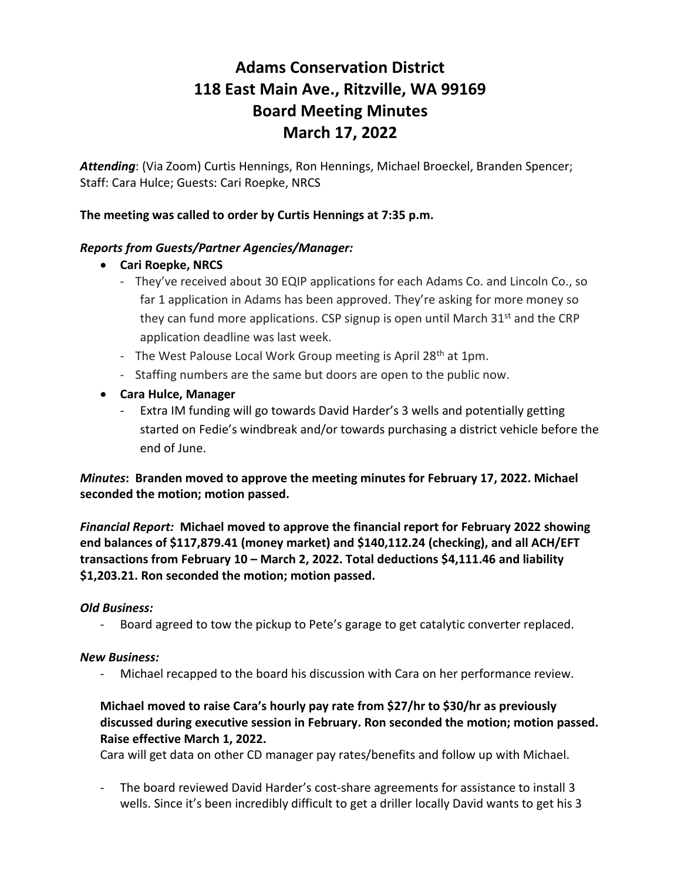# Adams Conservation District
# 118 East Main Ave., Ritzville, WA 99169
# Board Meeting Minutes
# March 17, 2022

***Attending***: (Via Zoom) Curtis Hennings, Ron Hennings, Michael Broeckel, Branden Spencer; Staff: Cara Hulce; Guests: Cari Roepke, NRCS

**The meeting was called to order by Curtis Hennings at 7:35 p.m.**

***Reports from Guests/Partner Agencies/Manager:***

- **Cari Roepke, NRCS**
  - They've received about 30 EQIP applications for each Adams Co. and Lincoln Co., so far 1 application in Adams has been approved. They're asking for more money so they can fund more applications. CSP signup is open until March 31st and the CRP application deadline was last week.
  - The West Palouse Local Work Group meeting is April 28th at 1pm.
  - Staffing numbers are the same but doors are open to the public now.
- **Cara Hulce, Manager**
  - Extra IM funding will go towards David Harder's 3 wells and potentially getting started on Fedie's windbreak and/or towards purchasing a district vehicle before the end of June.

***Minutes*****: Branden moved to approve the meeting minutes for February 17, 2022. Michael seconded the motion; motion passed.**

***Financial Report:*** **Michael moved to approve the financial report for February 2022 showing end balances of $117,879.41 (money market) and $140,112.24 (checking), and all ACH/EFT transactions from February 10 – March 2, 2022. Total deductions $4,111.46 and liability $1,203.21. Ron seconded the motion; motion passed.**

***Old Business:***

- Board agreed to tow the pickup to Pete's garage to get catalytic converter replaced.

***New Business:***

- Michael recapped to the board his discussion with Cara on her performance review.

**Michael moved to raise Cara's hourly pay rate from $27/hr to $30/hr as previously discussed during executive session in February. Ron seconded the motion; motion passed. Raise effective March 1, 2022.**

Cara will get data on other CD manager pay rates/benefits and follow up with Michael.

- The board reviewed David Harder's cost-share agreements for assistance to install 3 wells. Since it's been incredibly difficult to get a driller locally David wants to get his 3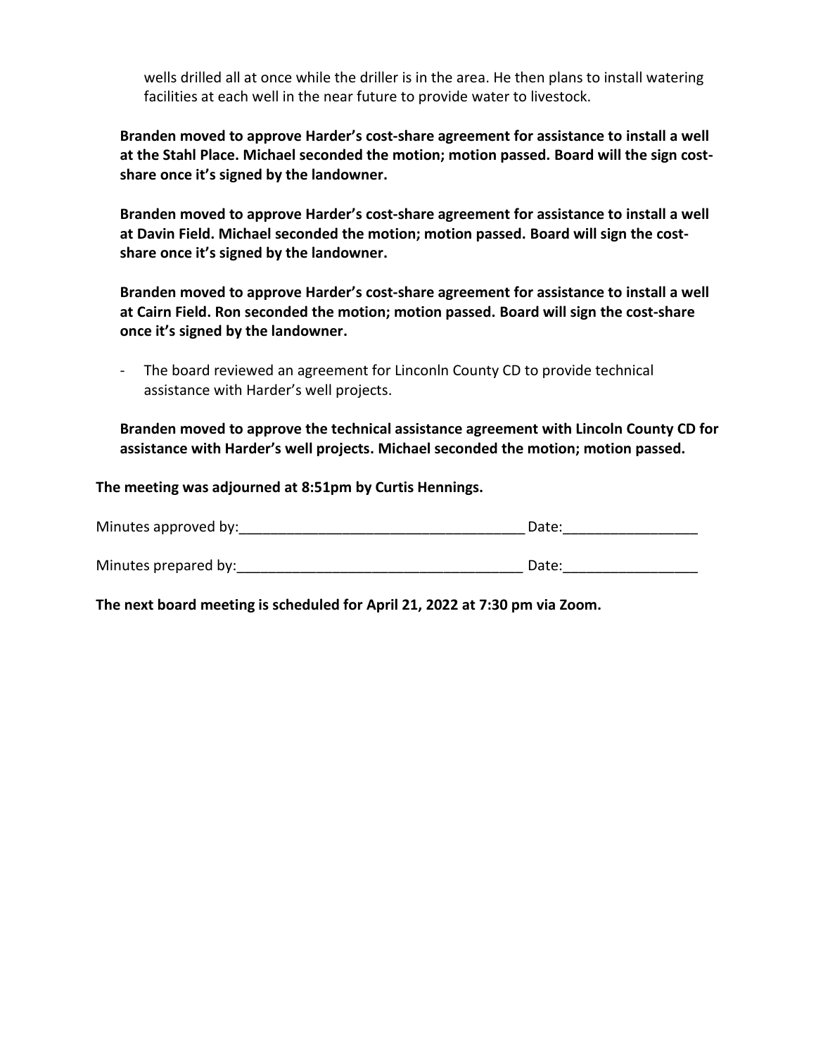wells drilled all at once while the driller is in the area. He then plans to install watering facilities at each well in the near future to provide water to livestock.

**Branden moved to approve Harder's cost-share agreement for assistance to install a well at the Stahl Place. Michael seconded the motion; motion passed. Board will the sign cost-share once it's signed by the landowner.**

**Branden moved to approve Harder's cost-share agreement for assistance to install a well at Davin Field. Michael seconded the motion; motion passed. Board will sign the cost-share once it's signed by the landowner.**

**Branden moved to approve Harder's cost-share agreement for assistance to install a well at Cairn Field. Ron seconded the motion; motion passed. Board will sign the cost-share once it's signed by the landowner.**

- The board reviewed an agreement for Linconln County CD to provide technical assistance with Harder's well projects.

**Branden moved to approve the technical assistance agreement with Lincoln County CD for assistance with Harder's well projects. Michael seconded the motion; motion passed.**

**The meeting was adjourned at 8:51pm by Curtis Hennings.**

Minutes approved by:____________________________________ Date:_________________

Minutes prepared by:____________________________________ Date:_________________

**The next board meeting is scheduled for April 21, 2022 at 7:30 pm via Zoom.**